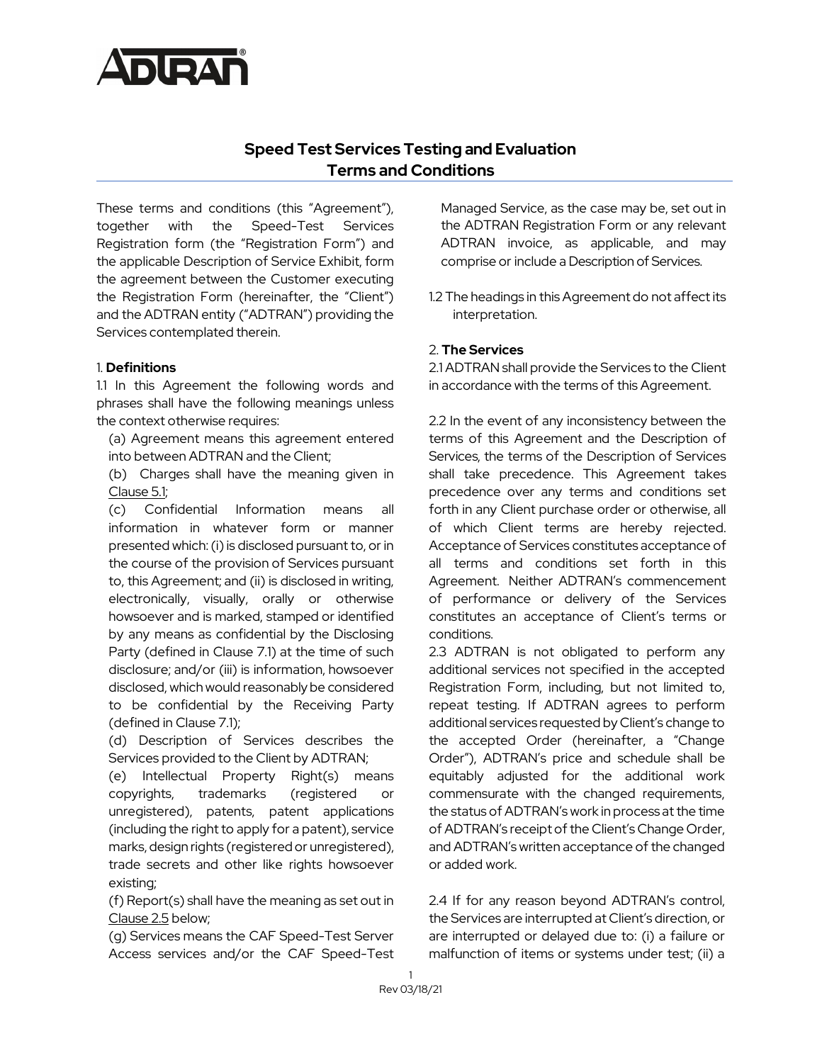## Speed Test Services Testing and Evaluation Terms and Conditions

These terms and conditions (this "Agreement"), together with the Speed-Test Services Registration form (the "Registration Form") and the applicable Description of Service Exhibit, form the agreement between the Customer executing the Registration Form (hereinafter, the "Client") and the ADTRAN entity ("ADTRAN") providing the Services contemplated therein.

### 1. Definitions

1.1 In this Agreement the following words and phrases shall have the following meanings unless the context otherwise requires:

(a) Agreement means this agreement entered into between ADTRAN and the Client;

(b) Charges shall have the meaning given in Clause 5.1;

(c) Confidential Information means all information in whatever form or manner presented which: (i) is disclosed pursuant to, or in the course of the provision of Services pursuant to, this Agreement; and (ii) is disclosed in writing, electronically, visually, orally or otherwise howsoever and is marked, stamped or identified by any means as confidential by the Disclosing Party (defined in Clause 7.1) at the time of such disclosure; and/or (iii) is information, howsoever disclosed, which would reasonably be considered to be confidential by the Receiving Party (defined in Clause 7.1);

(d) Description of Services describes the Services provided to the Client by ADTRAN;

(e) Intellectual Property Right(s) means copyrights, trademarks (registered or unregistered), patents, patent applications (including the right to apply for a patent), service marks, design rights (registered or unregistered), trade secrets and other like rights howsoever existing;

(f) Report(s) shall have the meaning as set out in Clause 2.5 below;

(g) Services means the CAF Speed-Test Server Access services and/or the CAF Speed-Test Managed Service, as the case may be, set out in the ADTRAN Registration Form or any relevant ADTRAN invoice, as applicable, and may comprise or include a Description of Services.

1.2 The headings in this Agreement do not affect its interpretation.

### 2. The Services

2.1 ADTRAN shall provide the Services to the Client in accordance with the terms of this Agreement.

2.2 In the event of any inconsistency between the terms of this Agreement and the Description of Services, the terms of the Description of Services shall take precedence. This Agreement takes precedence over any terms and conditions set forth in any Client purchase order or otherwise, all of which Client terms are hereby rejected. Acceptance of Services constitutes acceptance of all terms and conditions set forth in this Agreement. Neither ADTRAN's commencement of performance or delivery of the Services constitutes an acceptance of Client's terms or conditions.

2.3 ADTRAN is not obligated to perform any additional services not specified in the accepted Registration Form, including, but not limited to, repeat testing. If ADTRAN agrees to perform additional services requested by Client's change to the accepted Order (hereinafter, a "Change Order"), ADTRAN's price and schedule shall be equitably adjusted for the additional work commensurate with the changed requirements, the status of ADTRAN's work in process at the time of ADTRAN's receipt of the Client's Change Order, and ADTRAN's written acceptance of the changed or added work.

2.4 If for any reason beyond ADTRAN's control, the Services are interrupted at Client's direction, or are interrupted or delayed due to: (i) a failure or malfunction of items or systems under test; (ii) a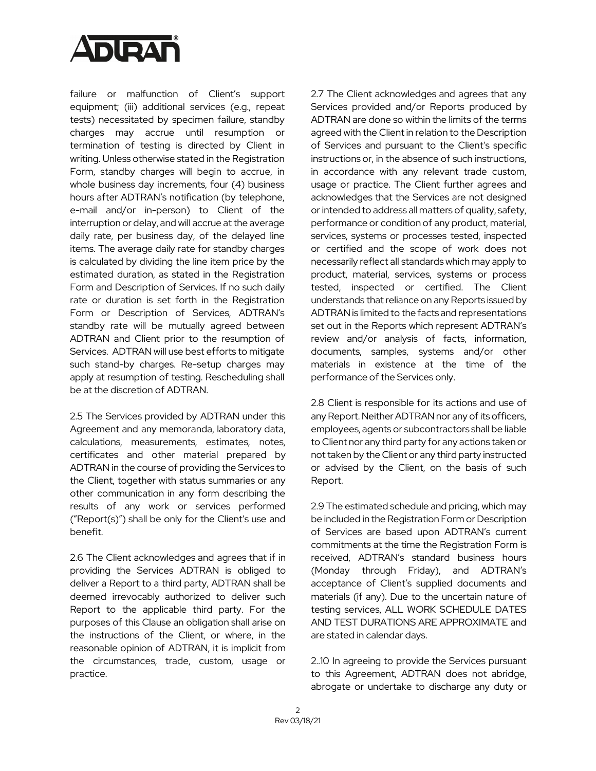failure or malfunction of Client's support equipment; (iii) additional services (e.g., repeat tests) necessitated by specimen failure, standby charges may accrue until resumption or termination of testing is directed by Client in writing. Unless otherwise stated in the Registration Form, standby charges will begin to accrue, in whole business day increments, four (4) business hours after ADTRAN's notification (by telephone, e-mail and/or in-person) to Client of the interruption or delay, and will accrue at the average daily rate, per business day, of the delayed line items. The average daily rate for standby charges is calculated by dividing the line item price by the estimated duration, as stated in the Registration Form and Description of Services. If no such daily rate or duration is set forth in the Registration Form or Description of Services, ADTRAN's standby rate will be mutually agreed between ADTRAN and Client prior to the resumption of Services. ADTRAN will use best efforts to mitigate such stand-by charges. Re-setup charges may apply at resumption of testing. Rescheduling shall be at the discretion of ADTRAN.

2.5 The Services provided by ADTRAN under this Agreement and any memoranda, laboratory data, calculations, measurements, estimates, notes, certificates and other material prepared by ADTRAN in the course of providing the Services to the Client, together with status summaries or any other communication in any form describing the results of any work or services performed ("Report(s)") shall be only for the Client's use and benefit.

2.6 The Client acknowledges and agrees that if in providing the Services ADTRAN is obliged to deliver a Report to a third party, ADTRAN shall be deemed irrevocably authorized to deliver such Report to the applicable third party. For the purposes of this Clause an obligation shall arise on the instructions of the Client, or where, in the reasonable opinion of ADTRAN, it is implicit from the circumstances, trade, custom, usage or practice.

2.7 The Client acknowledges and agrees that any Services provided and/or Reports produced by ADTRAN are done so within the limits of the terms agreed with the Client in relation to the Description of Services and pursuant to the Client's specific instructions or, in the absence of such instructions, in accordance with any relevant trade custom, usage or practice. The Client further agrees and acknowledges that the Services are not designed or intended to address all matters of quality, safety, performance or condition of any product, material, services, systems or processes tested, inspected or certified and the scope of work does not necessarily reflect all standards which may apply to product, material, services, systems or process tested, inspected or certified. The Client understands that reliance on any Reports issued by ADTRAN is limited to the facts and representations set out in the Reports which represent ADTRAN's review and/or analysis of facts, information, documents, samples, systems and/or other materials in existence at the time of the performance of the Services only.

2.8 Client is responsible for its actions and use of any Report. Neither ADTRAN nor any of its officers, employees, agents or subcontractors shall be liable to Client nor any third party for any actions taken or not taken by the Client or any third party instructed or advised by the Client, on the basis of such Report.

2.9 The estimated schedule and pricing, which may be included in the Registration Form or Description of Services are based upon ADTRAN's current commitments at the time the Registration Form is received, ADTRAN's standard business hours (Monday through Friday), and ADTRAN's acceptance of Client's supplied documents and materials (if any). Due to the uncertain nature of testing services, ALL WORK SCHEDULE DATES AND TEST DURATIONS ARE APPROXIMATE and are stated in calendar days.

2..10 In agreeing to provide the Services pursuant to this Agreement, ADTRAN does not abridge, abrogate or undertake to discharge any duty or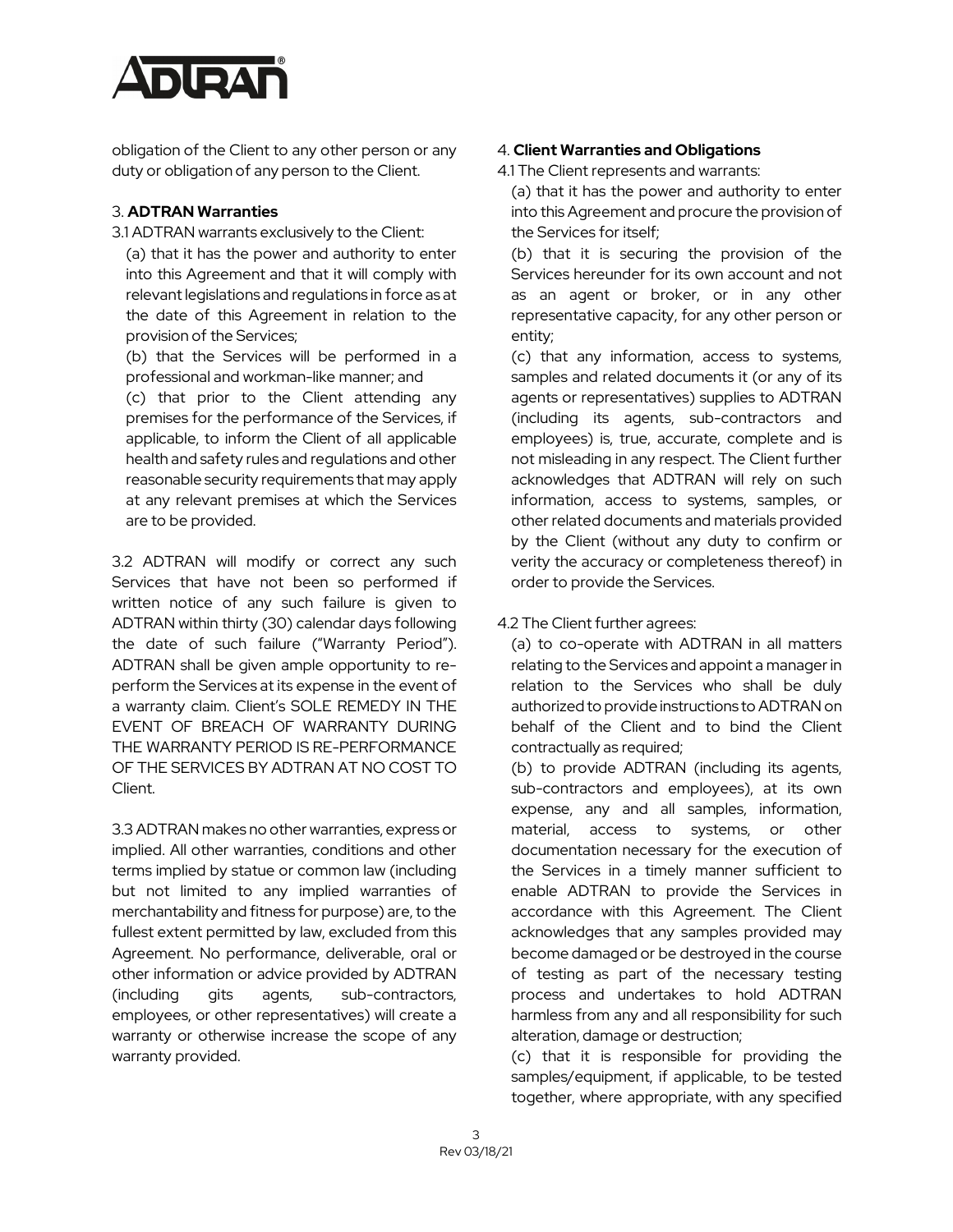obligation of the Client to any other person or any duty or obligation of any person to the Client.

3. **ADTRAN Warranties**

3.1 ADTRAN warrants exclusively to the Client:

(a) that it has the power and authority to enter into this Agreement and that it will comply with relevant legislations and regulations in force as at the date of this Agreement in relation to the provision of the Services;

(b) that the Services will be performed in a professional and workman-like manner; and

(c) that prior to the Client attending any premises for the performance of the Services, if applicable, to inform the Client of all applicable health and safety rules and regulations and other reasonable security requirements that may apply at any relevant premises at which the Services are to be provided.

3.2 ADTRAN will modify or correct any such Services that have not been so performed if written notice of any such failure is given to ADTRAN within thirty (30) calendar days following the date of such failure ("Warranty Period"). ADTRAN shall be given ample opportunity to re-perform the Services at its expense in the event of a warranty claim. Client's SOLE REMEDY IN THE EVENT OF BREACH OF WARRANTY DURING THE WARRANTY PERIOD IS RE-PERFORMANCE OF THE SERVICES BY ADTRAN AT NO COST TO Client.

3.3 ADTRAN makes no other warranties, express or implied. All other warranties, conditions and other terms implied by statue or common law (including but not limited to any implied warranties of merchantability and fitness for purpose) are, to the fullest extent permitted by law, excluded from this Agreement. No performance, deliverable, oral or other information or advice provided by ADTRAN (including gits agents, sub-contractors, employees, or other representatives) will create a warranty or otherwise increase the scope of any warranty provided.

4. **Client Warranties and Obligations**

4.1 The Client represents and warrants:

(a) that it has the power and authority to enter into this Agreement and procure the provision of the Services for itself;

(b) that it is securing the provision of the Services hereunder for its own account and not as an agent or broker, or in any other representative capacity, for any other person or entity;

(c) that any information, access to systems, samples and related documents it (or any of its agents or representatives) supplies to ADTRAN (including its agents, sub-contractors and employees) is, true, accurate, complete and is not misleading in any respect. The Client further acknowledges that ADTRAN will rely on such information, access to systems, samples, or other related documents and materials provided by the Client (without any duty to confirm or verity the accuracy or completeness thereof) in order to provide the Services.

4.2 The Client further agrees:

(a) to co-operate with ADTRAN in all matters relating to the Services and appoint a manager in relation to the Services who shall be duly authorized to provide instructions to ADTRAN on behalf of the Client and to bind the Client contractually as required;

(b) to provide ADTRAN (including its agents, sub-contractors and employees), at its own expense, any and all samples, information, material, access to systems, or other documentation necessary for the execution of the Services in a timely manner sufficient to enable ADTRAN to provide the Services in accordance with this Agreement. The Client acknowledges that any samples provided may become damaged or be destroyed in the course of testing as part of the necessary testing process and undertakes to hold ADTRAN harmless from any and all responsibility for such alteration, damage or destruction;

(c) that it is responsible for providing the samples/equipment, if applicable, to be tested together, where appropriate, with any specified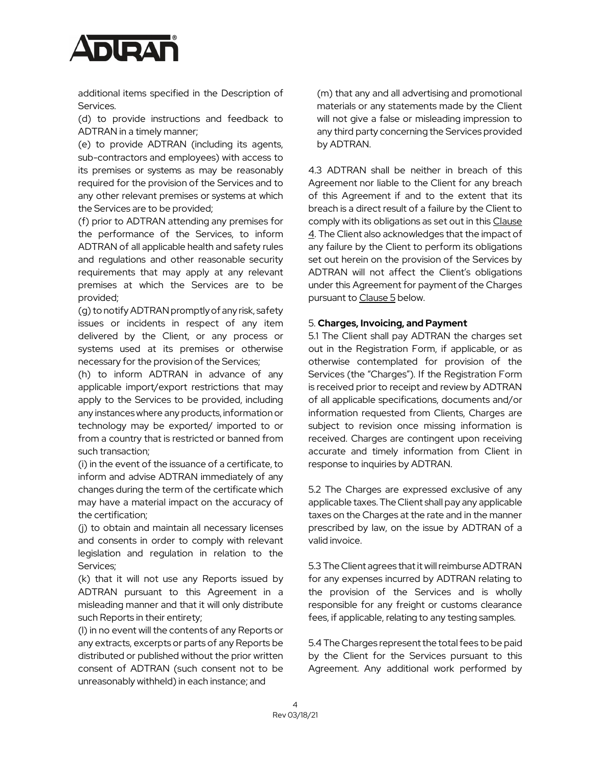additional items specified in the Description of Services.

(d) to provide instructions and feedback to ADTRAN in a timely manner;

(e) to provide ADTRAN (including its agents, sub-contractors and employees) with access to its premises or systems as may be reasonably required for the provision of the Services and to any other relevant premises or systems at which the Services are to be provided;

(f) prior to ADTRAN attending any premises for the performance of the Services, to inform ADTRAN of all applicable health and safety rules and regulations and other reasonable security requirements that may apply at any relevant premises at which the Services are to be provided;

(g) to notify ADTRAN promptly of any risk, safety issues or incidents in respect of any item delivered by the Client, or any process or systems used at its premises or otherwise necessary for the provision of the Services;

(h) to inform ADTRAN in advance of any applicable import/export restrictions that may apply to the Services to be provided, including any instances where any products, information or technology may be exported/ imported to or from a country that is restricted or banned from such transaction;

(i) in the event of the issuance of a certificate, to inform and advise ADTRAN immediately of any changes during the term of the certificate which may have a material impact on the accuracy of the certification;

(j) to obtain and maintain all necessary licenses and consents in order to comply with relevant legislation and regulation in relation to the Services;

(k) that it will not use any Reports issued by ADTRAN pursuant to this Agreement in a misleading manner and that it will only distribute such Reports in their entirety;

(l) in no event will the contents of any Reports or any extracts, excerpts or parts of any Reports be distributed or published without the prior written consent of ADTRAN (such consent not to be unreasonably withheld) in each instance; and

(m) that any and all advertising and promotional materials or any statements made by the Client will not give a false or misleading impression to any third party concerning the Services provided by ADTRAN.

4.3 ADTRAN shall be neither in breach of this Agreement nor liable to the Client for any breach of this Agreement if and to the extent that its breach is a direct result of a failure by the Client to comply with its obligations as set out in this Clause 4. The Client also acknowledges that the impact of any failure by the Client to perform its obligations set out herein on the provision of the Services by ADTRAN will not affect the Client's obligations under this Agreement for payment of the Charges pursuant to Clause 5 below.

5. **Charges, Invoicing, and Payment**

5.1 The Client shall pay ADTRAN the charges set out in the Registration Form, if applicable, or as otherwise contemplated for provision of the Services (the "Charges"). If the Registration Form is received prior to receipt and review by ADTRAN of all applicable specifications, documents and/or information requested from Clients, Charges are subject to revision once missing information is received. Charges are contingent upon receiving accurate and timely information from Client in response to inquiries by ADTRAN.

5.2 The Charges are expressed exclusive of any applicable taxes. The Client shall pay any applicable taxes on the Charges at the rate and in the manner prescribed by law, on the issue by ADTRAN of a valid invoice.

5.3 The Client agrees that it will reimburse ADTRAN for any expenses incurred by ADTRAN relating to the provision of the Services and is wholly responsible for any freight or customs clearance fees, if applicable, relating to any testing samples.

5.4 The Charges represent the total fees to be paid by the Client for the Services pursuant to this Agreement. Any additional work performed by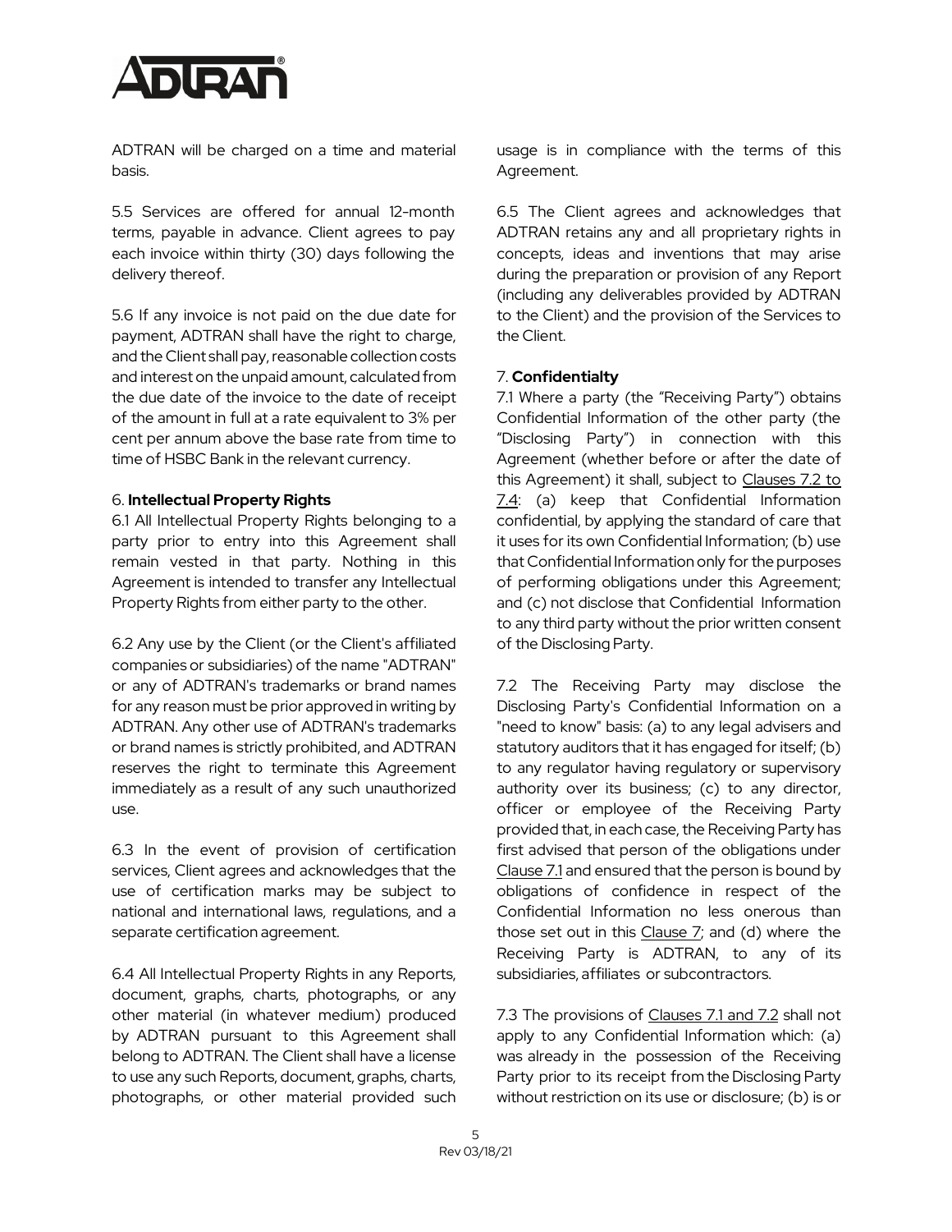ADTRAN will be charged on a time and material basis.

5.5 Services are offered for annual 12-month terms, payable in advance. Client agrees to pay each invoice within thirty (30) days following the delivery thereof.

5.6 If any invoice is not paid on the due date for payment, ADTRAN shall have the right to charge, and the Client shall pay, reasonable collection costs and interest on the unpaid amount, calculated from the due date of the invoice to the date of receipt of the amount in full at a rate equivalent to 3% per cent per annum above the base rate from time to time of HSBC Bank in the relevant currency.

## 6. **Intellectual Property Rights**

6.1 All Intellectual Property Rights belonging to a party prior to entry into this Agreement shall remain vested in that party. Nothing in this Agreement is intended to transfer any Intellectual Property Rights from either party to the other.

6.2 Any use by the Client (or the Client's affiliated companies or subsidiaries) of the name "ADTRAN" or any of ADTRAN's trademarks or brand names for any reason must be prior approved in writing by ADTRAN. Any other use of ADTRAN's trademarks or brand names is strictly prohibited, and ADTRAN reserves the right to terminate this Agreement immediately as a result of any such unauthorized use.

6.3 In the event of provision of certification services, Client agrees and acknowledges that the use of certification marks may be subject to national and international laws, regulations, and a separate certification agreement.

6.4 All Intellectual Property Rights in any Reports, document, graphs, charts, photographs, or any other material (in whatever medium) produced by ADTRAN pursuant to this Agreement shall belong to ADTRAN. The Client shall have a license to use any such Reports, document, graphs, charts, photographs, or other material provided such usage is in compliance with the terms of this Agreement.

6.5 The Client agrees and acknowledges that ADTRAN retains any and all proprietary rights in concepts, ideas and inventions that may arise during the preparation or provision of any Report (including any deliverables provided by ADTRAN to the Client) and the provision of the Services to the Client.

## 7. **Confidentialty**

7.1 Where a party (the "Receiving Party") obtains Confidential Information of the other party (the "Disclosing Party") in connection with this Agreement (whether before or after the date of this Agreement) it shall, subject to Clauses 7.2 to 7.4: (a) keep that Confidential Information confidential, by applying the standard of care that it uses for its own Confidential Information; (b) use that Confidential Information only for the purposes of performing obligations under this Agreement; and (c) not disclose that Confidential Information to any third party without the prior written consent of the Disclosing Party.

7.2 The Receiving Party may disclose the Disclosing Party's Confidential Information on a "need to know" basis: (a) to any legal advisers and statutory auditors that it has engaged for itself; (b) to any regulator having regulatory or supervisory authority over its business; (c) to any director, officer or employee of the Receiving Party provided that, in each case, the Receiving Party has first advised that person of the obligations under Clause 7.1 and ensured that the person is bound by obligations of confidence in respect of the Confidential Information no less onerous than those set out in this Clause 7; and (d) where the Receiving Party is ADTRAN, to any of its subsidiaries, affiliates or subcontractors.

7.3 The provisions of Clauses 7.1 and 7.2 shall not apply to any Confidential Information which: (a) was already in the possession of the Receiving Party prior to its receipt from the Disclosing Party without restriction on its use or disclosure; (b) is or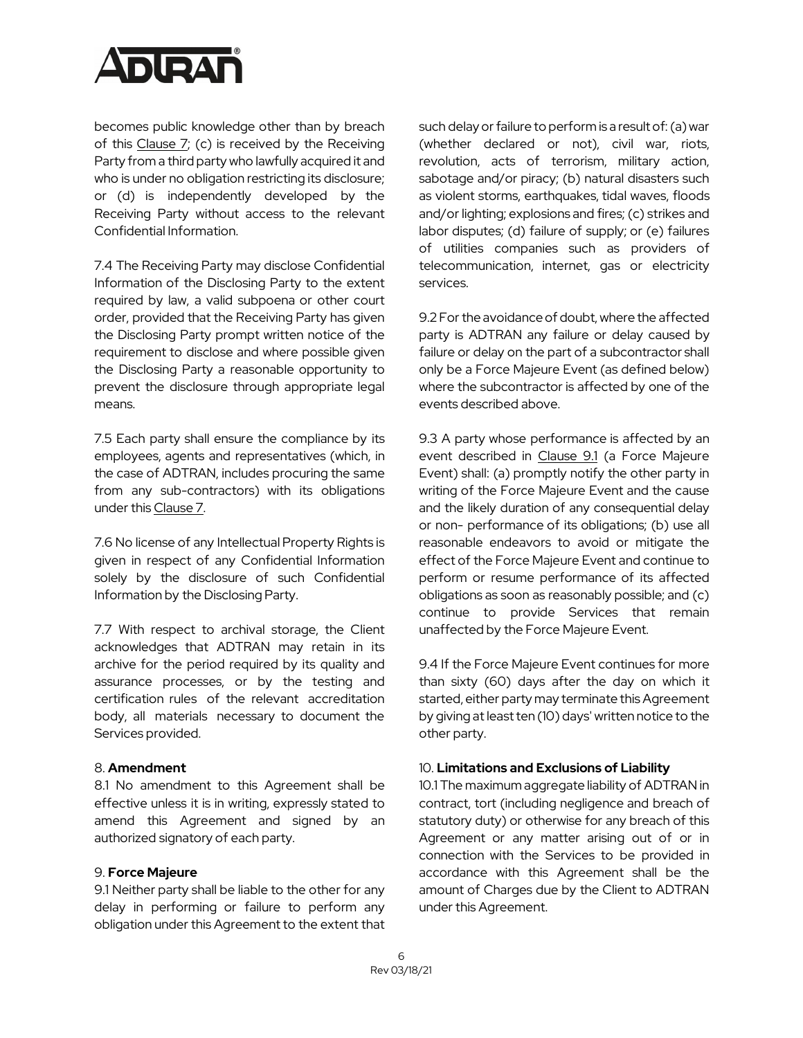becomes public knowledge other than by breach of this Clause 7; (c) is received by the Receiving Party from a third party who lawfully acquired it and who is under no obligation restricting its disclosure; or (d) is independently developed by the Receiving Party without access to the relevant Confidential Information.

7.4 The Receiving Party may disclose Confidential Information of the Disclosing Party to the extent required by law, a valid subpoena or other court order, provided that the Receiving Party has given the Disclosing Party prompt written notice of the requirement to disclose and where possible given the Disclosing Party a reasonable opportunity to prevent the disclosure through appropriate legal means.

7.5 Each party shall ensure the compliance by its employees, agents and representatives (which, in the case of ADTRAN, includes procuring the same from any sub-contractors) with its obligations under this Clause 7.

7.6 No license of any Intellectual Property Rights is given in respect of any Confidential Information solely by the disclosure of such Confidential Information by the Disclosing Party.

7.7 With respect to archival storage, the Client acknowledges that ADTRAN may retain in its archive for the period required by its quality and assurance processes, or by the testing and certification rules of the relevant accreditation body, all materials necessary to document the Services provided.

## 8. **Amendment**

8.1 No amendment to this Agreement shall be effective unless it is in writing, expressly stated to amend this Agreement and signed by an authorized signatory of each party.

## 9. **Force Majeure**

9.1 Neither party shall be liable to the other for any delay in performing or failure to perform any obligation under this Agreement to the extent that such delay or failure to perform is a result of: (a) war (whether declared or not), civil war, riots, revolution, acts of terrorism, military action, sabotage and/or piracy; (b) natural disasters such as violent storms, earthquakes, tidal waves, floods and/or lighting; explosions and fires; (c) strikes and labor disputes; (d) failure of supply; or (e) failures of utilities companies such as providers of telecommunication, internet, gas or electricity services.

9.2 For the avoidance of doubt, where the affected party is ADTRAN any failure or delay caused by failure or delay on the part of a subcontractor shall only be a Force Majeure Event (as defined below) where the subcontractor is affected by one of the events described above.

9.3 A party whose performance is affected by an event described in Clause 9.1 (a Force Majeure Event) shall: (a) promptly notify the other party in writing of the Force Majeure Event and the cause and the likely duration of any consequential delay or non- performance of its obligations; (b) use all reasonable endeavors to avoid or mitigate the effect of the Force Majeure Event and continue to perform or resume performance of its affected obligations as soon as reasonably possible; and (c) continue to provide Services that remain unaffected by the Force Majeure Event.

9.4 If the Force Majeure Event continues for more than sixty (60) days after the day on which it started, either party may terminate this Agreement by giving at least ten (10) days' written notice to the other party.

## 10. **Limitations and Exclusions of Liability**

10.1 The maximum aggregate liability of ADTRAN in contract, tort (including negligence and breach of statutory duty) or otherwise for any breach of this Agreement or any matter arising out of or in connection with the Services to be provided in accordance with this Agreement shall be the amount of Charges due by the Client to ADTRAN under this Agreement.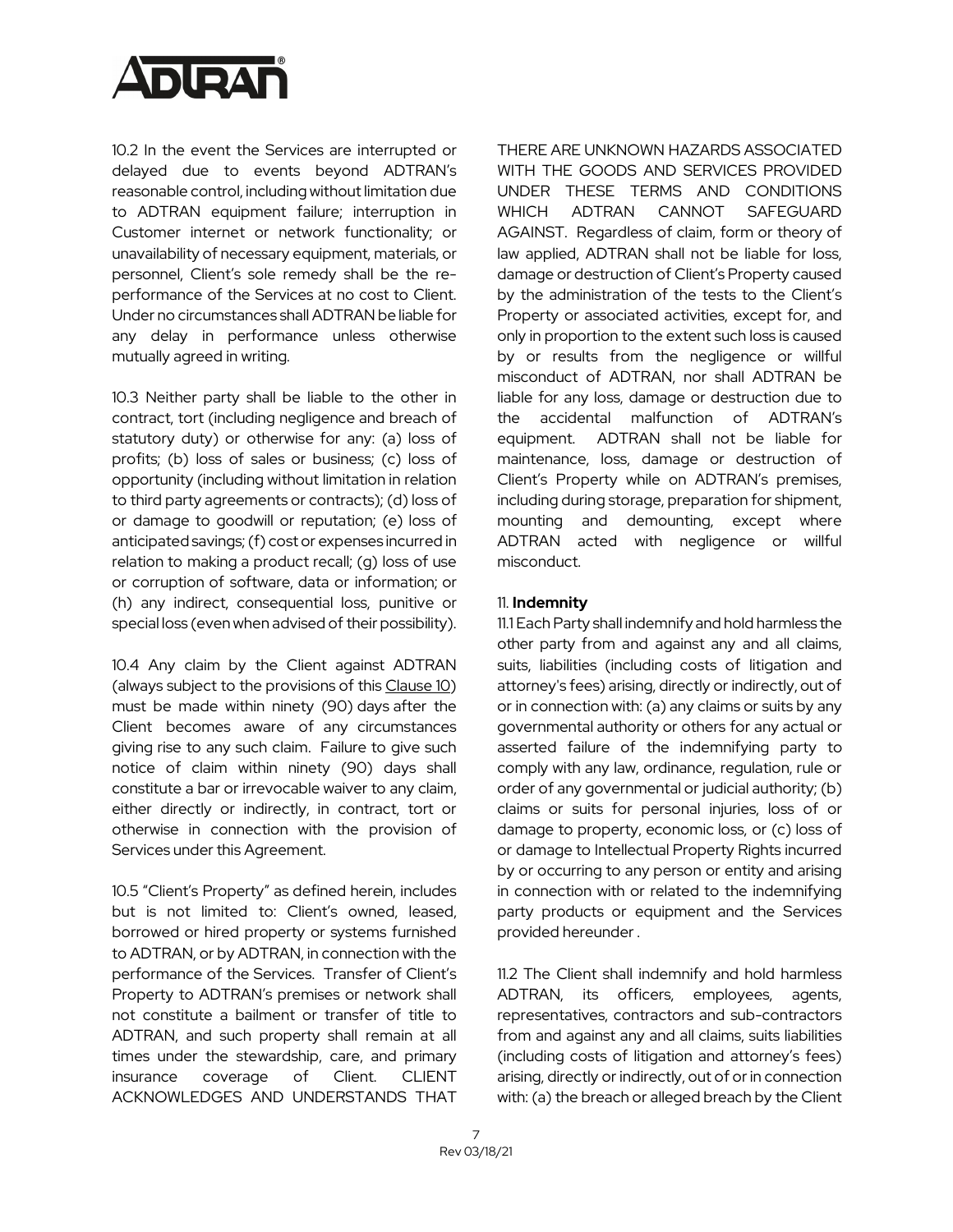10.2 In the event the Services are interrupted or delayed due to events beyond ADTRAN's reasonable control, including without limitation due to ADTRAN equipment failure; interruption in Customer internet or network functionality; or unavailability of necessary equipment, materials, or personnel, Client's sole remedy shall be the re-performance of the Services at no cost to Client. Under no circumstances shall ADTRAN be liable for any delay in performance unless otherwise mutually agreed in writing.

10.3 Neither party shall be liable to the other in contract, tort (including negligence and breach of statutory duty) or otherwise for any: (a) loss of profits; (b) loss of sales or business; (c) loss of opportunity (including without limitation in relation to third party agreements or contracts); (d) loss of or damage to goodwill or reputation; (e) loss of anticipated savings; (f) cost or expenses incurred in relation to making a product recall; (g) loss of use or corruption of software, data or information; or (h) any indirect, consequential loss, punitive or special loss (even when advised of their possibility).

10.4 Any claim by the Client against ADTRAN (always subject to the provisions of this Clause 10) must be made within ninety (90) days after the Client becomes aware of any circumstances giving rise to any such claim. Failure to give such notice of claim within ninety (90) days shall constitute a bar or irrevocable waiver to any claim, either directly or indirectly, in contract, tort or otherwise in connection with the provision of Services under this Agreement.

10.5 "Client's Property" as defined herein, includes but is not limited to: Client's owned, leased, borrowed or hired property or systems furnished to ADTRAN, or by ADTRAN, in connection with the performance of the Services. Transfer of Client's Property to ADTRAN's premises or network shall not constitute a bailment or transfer of title to ADTRAN, and such property shall remain at all times under the stewardship, care, and primary insurance coverage of Client. CLIENT ACKNOWLEDGES AND UNDERSTANDS THAT THERE ARE UNKNOWN HAZARDS ASSOCIATED WITH THE GOODS AND SERVICES PROVIDED UNDER THESE TERMS AND CONDITIONS WHICH ADTRAN CANNOT SAFEGUARD AGAINST. Regardless of claim, form or theory of law applied, ADTRAN shall not be liable for loss, damage or destruction of Client's Property caused by the administration of the tests to the Client's Property or associated activities, except for, and only in proportion to the extent such loss is caused by or results from the negligence or willful misconduct of ADTRAN, nor shall ADTRAN be liable for any loss, damage or destruction due to the accidental malfunction of ADTRAN's equipment. ADTRAN shall not be liable for maintenance, loss, damage or destruction of Client's Property while on ADTRAN's premises, including during storage, preparation for shipment, mounting and demounting, except where ADTRAN acted with negligence or willful misconduct.

## 11. **Indemnity**

11.1 Each Party shall indemnify and hold harmless the other party from and against any and all claims, suits, liabilities (including costs of litigation and attorney's fees) arising, directly or indirectly, out of or in connection with: (a) any claims or suits by any governmental authority or others for any actual or asserted failure of the indemnifying party to comply with any law, ordinance, regulation, rule or order of any governmental or judicial authority; (b) claims or suits for personal injuries, loss of or damage to property, economic loss, or (c) loss of or damage to Intellectual Property Rights incurred by or occurring to any person or entity and arising in connection with or related to the indemnifying party products or equipment and the Services provided hereunder .

11.2 The Client shall indemnify and hold harmless ADTRAN, its officers, employees, agents, representatives, contractors and sub-contractors from and against any and all claims, suits liabilities (including costs of litigation and attorney's fees) arising, directly or indirectly, out of or in connection with: (a) the breach or alleged breach by the Client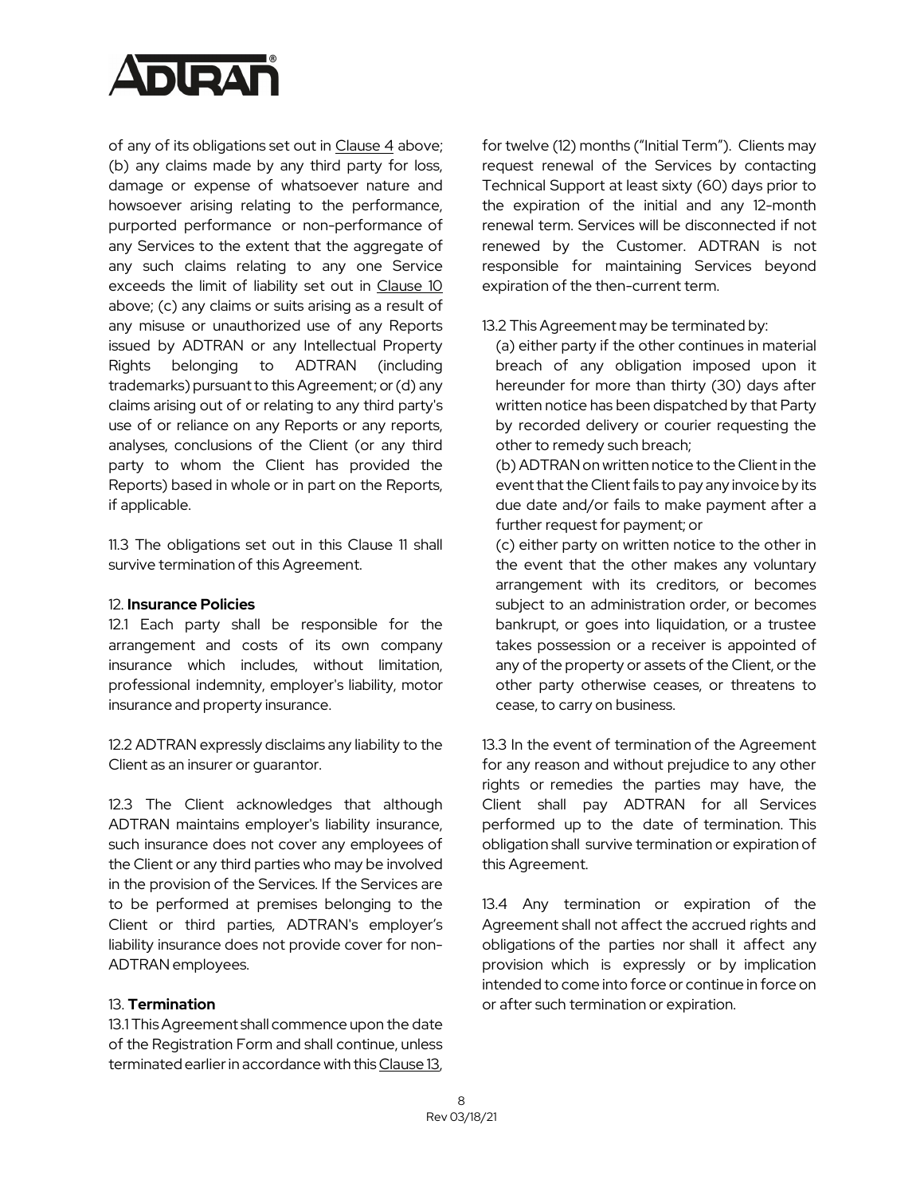of any of its obligations set out in Clause 4 above; (b) any claims made by any third party for loss, damage or expense of whatsoever nature and howsoever arising relating to the performance, purported performance or non-performance of any Services to the extent that the aggregate of any such claims relating to any one Service exceeds the limit of liability set out in Clause 10 above; (c) any claims or suits arising as a result of any misuse or unauthorized use of any Reports issued by ADTRAN or any Intellectual Property Rights belonging to ADTRAN (including trademarks) pursuant to this Agreement; or (d) any claims arising out of or relating to any third party's use of or reliance on any Reports or any reports, analyses, conclusions of the Client (or any third party to whom the Client has provided the Reports) based in whole or in part on the Reports, if applicable.

11.3 The obligations set out in this Clause 11 shall survive termination of this Agreement.

12. **Insurance Policies**

12.1 Each party shall be responsible for the arrangement and costs of its own company insurance which includes, without limitation, professional indemnity, employer's liability, motor insurance and property insurance.

12.2 ADTRAN expressly disclaims any liability to the Client as an insurer or guarantor.

12.3 The Client acknowledges that although ADTRAN maintains employer's liability insurance, such insurance does not cover any employees of the Client or any third parties who may be involved in the provision of the Services. If the Services are to be performed at premises belonging to the Client or third parties, ADTRAN's employer's liability insurance does not provide cover for non-ADTRAN employees.

13. **Termination**

13.1 This Agreement shall commence upon the date of the Registration Form and shall continue, unless terminated earlier in accordance with this Clause 13, for twelve (12) months ("Initial Term"). Clients may request renewal of the Services by contacting Technical Support at least sixty (60) days prior to the expiration of the initial and any 12-month renewal term. Services will be disconnected if not renewed by the Customer. ADTRAN is not responsible for maintaining Services beyond expiration of the then-current term.

13.2 This Agreement may be terminated by:

(a) either party if the other continues in material breach of any obligation imposed upon it hereunder for more than thirty (30) days after written notice has been dispatched by that Party by recorded delivery or courier requesting the other to remedy such breach;

(b) ADTRAN on written notice to the Client in the event that the Client fails to pay any invoice by its due date and/or fails to make payment after a further request for payment; or

(c) either party on written notice to the other in the event that the other makes any voluntary arrangement with its creditors, or becomes subject to an administration order, or becomes bankrupt, or goes into liquidation, or a trustee takes possession or a receiver is appointed of any of the property or assets of the Client, or the other party otherwise ceases, or threatens to cease, to carry on business.

13.3 In the event of termination of the Agreement for any reason and without prejudice to any other rights or remedies the parties may have, the Client shall pay ADTRAN for all Services performed up to the date of termination. This obligation shall survive termination or expiration of this Agreement.

13.4 Any termination or expiration of the Agreement shall not affect the accrued rights and obligations of the parties nor shall it affect any provision which is expressly or by implication intended to come into force or continue in force on or after such termination or expiration.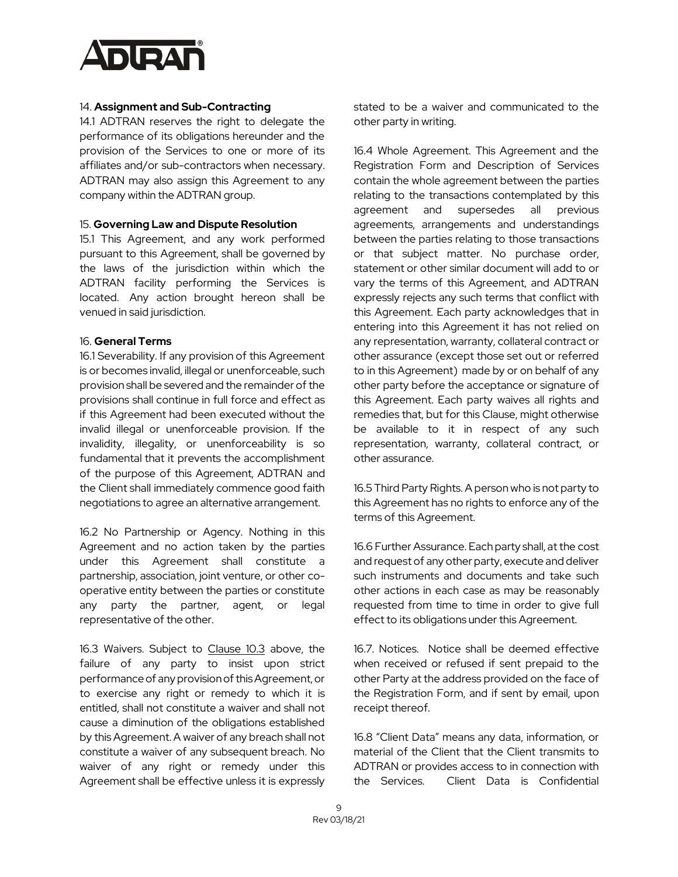### 14. **Assignment and Sub-Contracting**

14.1 ADTRAN reserves the right to delegate the performance of its obligations hereunder and the provision of the Services to one or more of its affiliates and/or sub-contractors when necessary. ADTRAN may also assign this Agreement to any company within the ADTRAN group.

### 15. **Governing Law and Dispute Resolution**

15.1 This Agreement, and any work performed pursuant to this Agreement, shall be governed by the laws of the jurisdiction within which the ADTRAN facility performing the Services is located. Any action brought hereon shall be venued in said jurisdiction.

### 16. **General Terms**

16.1 Severability. If any provision of this Agreement is or becomes invalid, illegal or unenforceable, such provision shall be severed and the remainder of the provisions shall continue in full force and effect as if this Agreement had been executed without the invalid illegal or unenforceable provision. If the invalidity, illegality, or unenforceability is so fundamental that it prevents the accomplishment of the purpose of this Agreement, ADTRAN and the Client shall immediately commence good faith negotiations to agree an alternative arrangement.

16.2 No Partnership or Agency. Nothing in this Agreement and no action taken by the parties under this Agreement shall constitute a partnership, association, joint venture, or other co-operative entity between the parties or constitute any party the partner, agent, or legal representative of the other.

16.3 Waivers. Subject to Clause 10.3 above, the failure of any party to insist upon strict performance of any provision of this Agreement, or to exercise any right or remedy to which it is entitled, shall not constitute a waiver and shall not cause a diminution of the obligations established by this Agreement. A waiver of any breach shall not constitute a waiver of any subsequent breach. No waiver of any right or remedy under this Agreement shall be effective unless it is expressly stated to be a waiver and communicated to the other party in writing.

16.4 Whole Agreement. This Agreement and the Registration Form and Description of Services contain the whole agreement between the parties relating to the transactions contemplated by this agreement and supersedes all previous agreements, arrangements and understandings between the parties relating to those transactions or that subject matter. No purchase order, statement or other similar document will add to or vary the terms of this Agreement, and ADTRAN expressly rejects any such terms that conflict with this Agreement. Each party acknowledges that in entering into this Agreement it has not relied on any representation, warranty, collateral contract or other assurance (except those set out or referred to in this Agreement) made by or on behalf of any other party before the acceptance or signature of this Agreement. Each party waives all rights and remedies that, but for this Clause, might otherwise be available to it in respect of any such representation, warranty, collateral contract, or other assurance.

16.5 Third Party Rights. A person who is not party to this Agreement has no rights to enforce any of the terms of this Agreement.

16.6 Further Assurance. Each party shall, at the cost and request of any other party, execute and deliver such instruments and documents and take such other actions in each case as may be reasonably requested from time to time in order to give full effect to its obligations under this Agreement.

16.7. Notices. Notice shall be deemed effective when received or refused if sent prepaid to the other Party at the address provided on the face of the Registration Form, and if sent by email, upon receipt thereof.

16.8 "Client Data" means any data, information, or material of the Client that the Client transmits to ADTRAN or provides access to in connection with the Services. Client Data is Confidential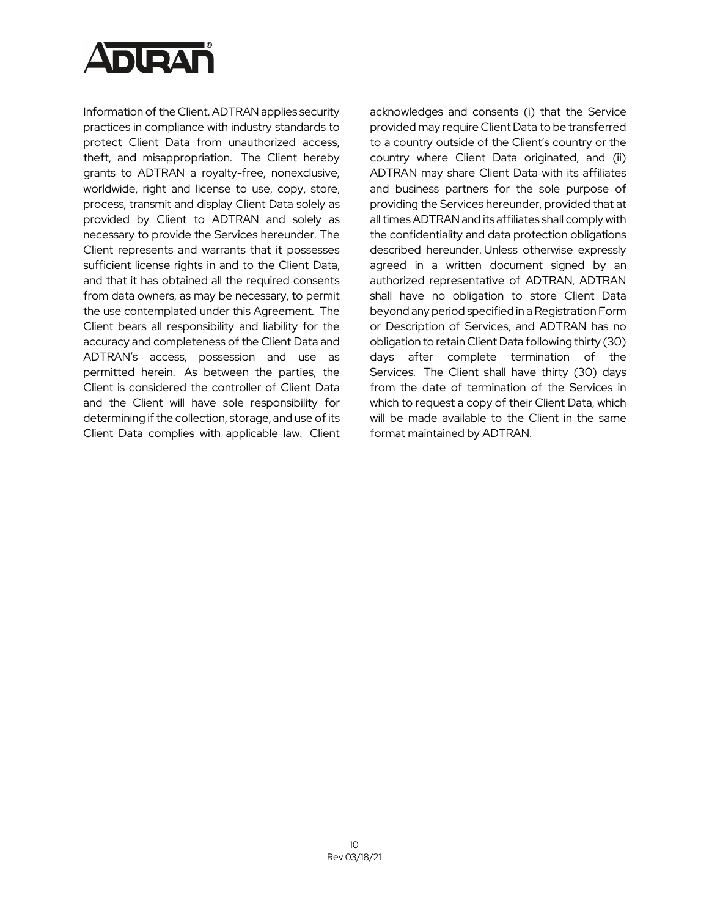Information of the Client. ADTRAN applies security practices in compliance with industry standards to protect Client Data from unauthorized access, theft, and misappropriation. The Client hereby grants to ADTRAN a royalty-free, nonexclusive, worldwide, right and license to use, copy, store, process, transmit and display Client Data solely as provided by Client to ADTRAN and solely as necessary to provide the Services hereunder. The Client represents and warrants that it possesses sufficient license rights in and to the Client Data, and that it has obtained all the required consents from data owners, as may be necessary, to permit the use contemplated under this Agreement. The Client bears all responsibility and liability for the accuracy and completeness of the Client Data and ADTRAN's access, possession and use as permitted herein. As between the parties, the Client is considered the controller of Client Data and the Client will have sole responsibility for determining if the collection, storage, and use of its Client Data complies with applicable law. Client acknowledges and consents (i) that the Service provided may require Client Data to be transferred to a country outside of the Client's country or the country where Client Data originated, and (ii) ADTRAN may share Client Data with its affiliates and business partners for the sole purpose of providing the Services hereunder, provided that at all times ADTRAN and its affiliates shall comply with the confidentiality and data protection obligations described hereunder. Unless otherwise expressly agreed in a written document signed by an authorized representative of ADTRAN, ADTRAN shall have no obligation to store Client Data beyond any period specified in a Registration Form or Description of Services, and ADTRAN has no obligation to retain Client Data following thirty (30) days after complete termination of the Services. The Client shall have thirty (30) days from the date of termination of the Services in which to request a copy of their Client Data, which will be made available to the Client in the same format maintained by ADTRAN.